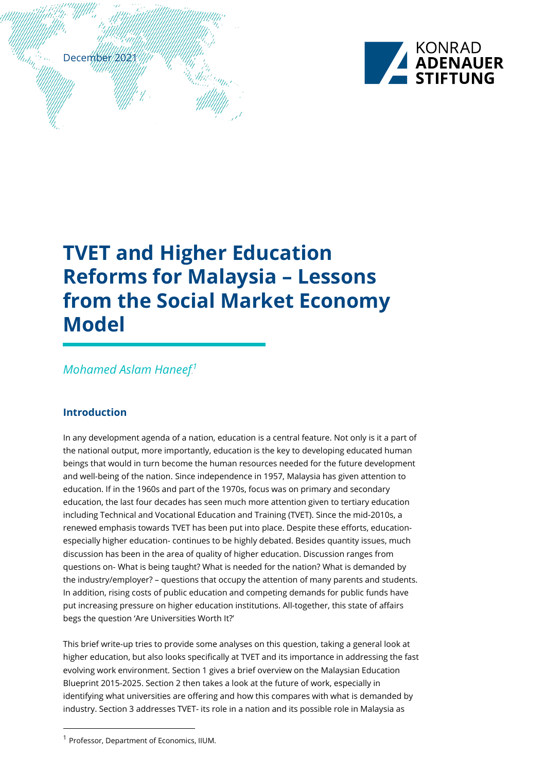December 2021

# TVET and Higher Education Reforms for Malaysia – Lessons from the Social Market Economy Model

*Mohamed Aslam Haneef*[1]

## Introduction

In any development agenda of a nation, education is a central feature. Not only is it a part of the national output, more importantly, education is the key to developing educated human beings that would in turn become the human resources needed for the future development and well-being of the nation. Since independence in 1957, Malaysia has given attention to education. If in the 1960s and part of the 1970s, focus was on primary and secondary education, the last four decades has seen much more attention given to tertiary education including Technical and Vocational Education and Training (TVET). Since the mid-2010s, a renewed emphasis towards TVET has been put into place. Despite these efforts, education- especially higher education- continues to be highly debated. Besides quantity issues, much discussion has been in the area of quality of higher education. Discussion ranges from questions on- What is being taught? What is needed for the nation? What is demanded by the industry/employer? – questions that occupy the attention of many parents and students. In addition, rising costs of public education and competing demands for public funds have put increasing pressure on higher education institutions. All-together, this state of affairs begs the question 'Are Universities Worth It?'

This brief write-up tries to provide some analyses on this question, taking a general look at higher education, but also looks specifically at TVET and its importance in addressing the fast evolving work environment. Section 1 gives a brief overview on the Malaysian Education Blueprint 2015-2025. Section 2 then takes a look at the future of work, especially in identifying what universities are offering and how this compares with what is demanded by industry. Section 3 addresses TVET- its role in a nation and its possible role in Malaysia as

---

[1] Professor, Department of Economics, IIUM.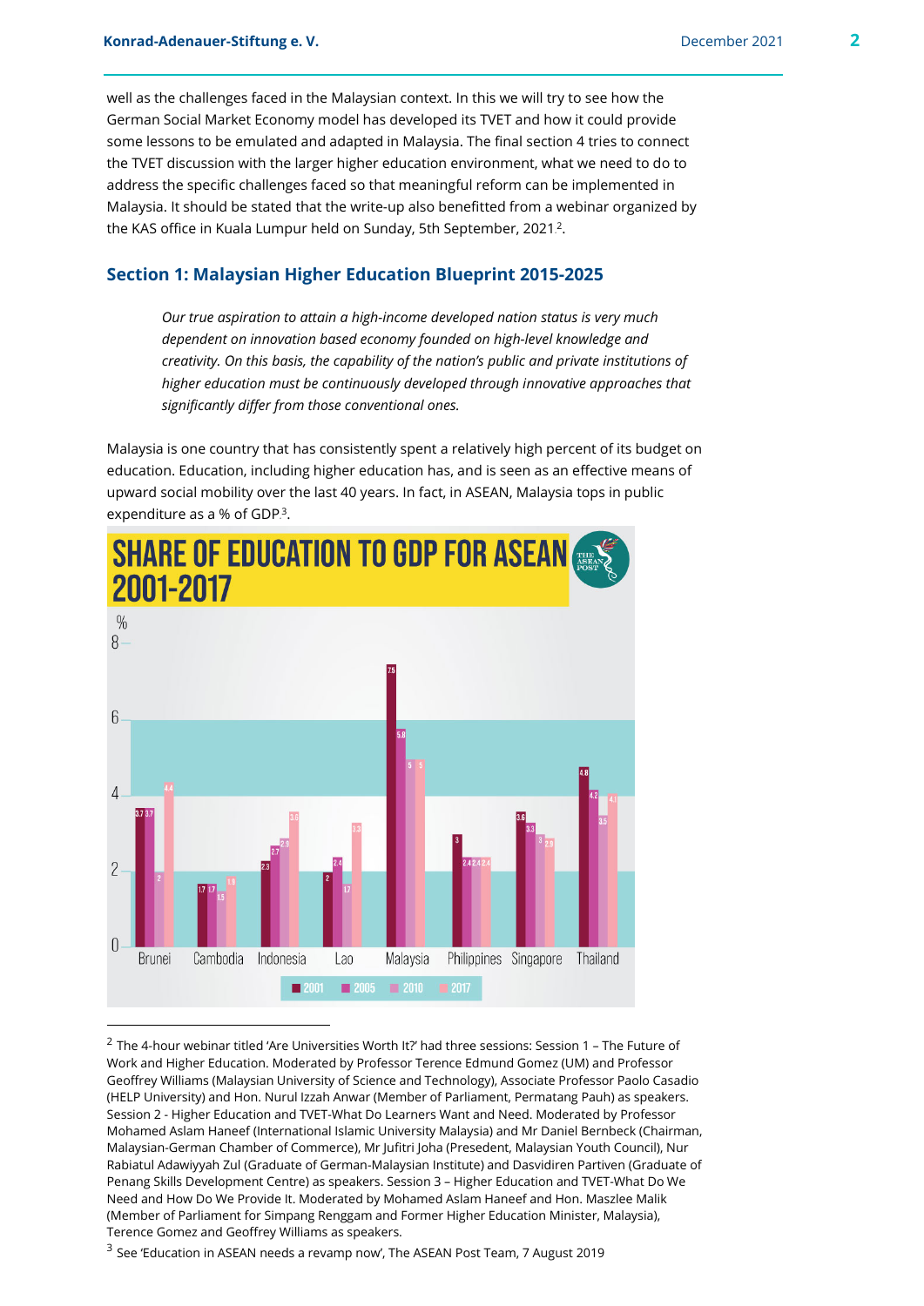well as the challenges faced in the Malaysian context. In this we will try to see how the German Social Market Economy model has developed its TVET and how it could provide some lessons to be emulated and adapted in Malaysia. The final section 4 tries to connect the TVET discussion with the larger higher education environment, what we need to do to address the specific challenges faced so that meaningful reform can be implemented in Malaysia. It should be stated that the write-up also benefitted from a webinar organized by the KAS office in Kuala Lumpur held on Sunday, 5th September, 2021.[2].

## Section 1: Malaysian Higher Education Blueprint 2015-2025

> *Our true aspiration to attain a high-income developed nation status is very much dependent on innovation based economy founded on high-level knowledge and creativity. On this basis, the capability of the nation's public and private institutions of higher education must be continuously developed through innovative approaches that significantly differ from those conventional ones.*

Malaysia is one country that has consistently spent a relatively high percent of its budget on education. Education, including higher education has, and is seen as an effective means of upward social mobility over the last 40 years. In fact, in ASEAN, Malaysia tops in public expenditure as a % of GDP.[3].

**SHARE OF EDUCATION TO GDP FOR ASEAN 2001-2017** (%)

| Country | 2001 | 2005 | 2010 | 2017 |
|---|---|---|---|---|
| Brunei | 3.7 | 3.7 | 2 | 4.4 |
| Cambodia | 1.7 | 1.7 | 1.5 | 1.9 |
| Indonesia | 2.3 | 2.7 | 2.9 | 3.6 |
| Lao | 2 | 2.4 | 1.7 | 3.3 |
| Malaysia | 7.5 | 5.8 | 5 | 5 |
| Philippines | 3 | 2.4 | 2.4 | 2.4 |
| Singapore | 3.6 | 3.3 | 3 | 2.9 |
| Thailand | 4.8 | 4.2 | 3.5 | 4.1 |

THE ASEAN POST

---

[2] The 4-hour webinar titled 'Are Universities Worth It?' had three sessions: Session 1 – The Future of Work and Higher Education. Moderated by Professor Terence Edmund Gomez (UM) and Professor Geoffrey Williams (Malaysian University of Science and Technology), Associate Professor Paolo Casadio (HELP University) and Hon. Nurul Izzah Anwar (Member of Parliament, Permatang Pauh) as speakers. Session 2 - Higher Education and TVET-What Do Learners Want and Need. Moderated by Professor Mohamed Aslam Haneef (International Islamic University Malaysia) and Mr Daniel Bernbeck (Chairman, Malaysian-German Chamber of Commerce), Mr Jufitri Joha (Presedent, Malaysian Youth Council), Nur Rabiatul Adawiyyah Zul (Graduate of German-Malaysian Institute) and Dasvidiren Partiven (Graduate of Penang Skills Development Centre) as speakers. Session 3 – Higher Education and TVET-What Do We Need and How Do We Provide It. Moderated by Mohamed Aslam Haneef and Hon. Maszlee Malik (Member of Parliament for Simpang Renggam and Former Higher Education Minister, Malaysia), Terence Gomez and Geoffrey Williams as speakers.

[3] See 'Education in ASEAN needs a revamp now', The ASEAN Post Team, 7 August 2019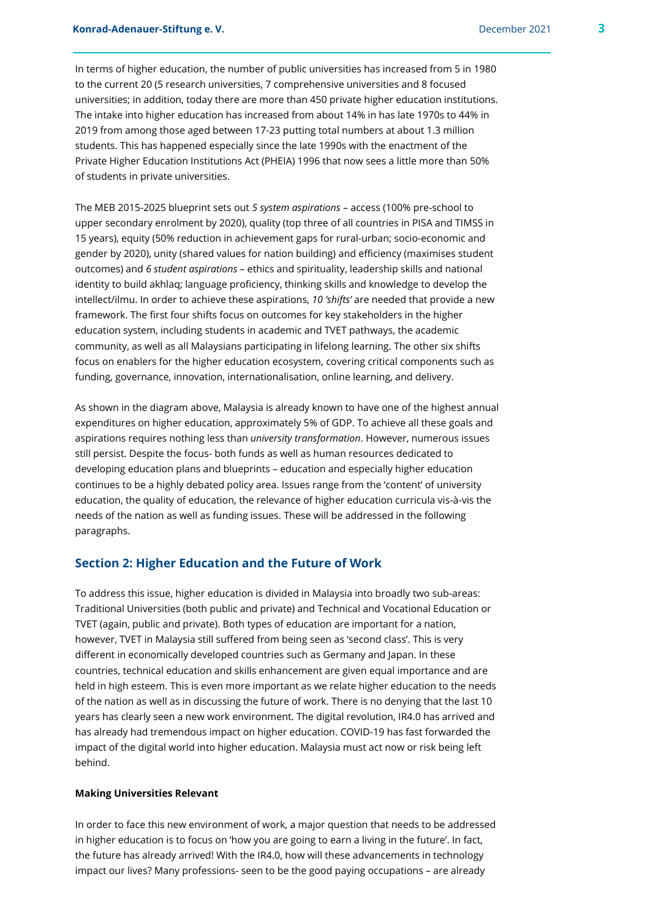In terms of higher education, the number of public universities has increased from 5 in 1980 to the current 20 (5 research universities, 7 comprehensive universities and 8 focused universities; in addition, today there are more than 450 private higher education institutions. The intake into higher education has increased from about 14% in has late 1970s to 44% in 2019 from among those aged between 17-23 putting total numbers at about 1.3 million students. This has happened especially since the late 1990s with the enactment of the Private Higher Education Institutions Act (PHEIA) 1996 that now sees a little more than 50% of students in private universities.

The MEB 2015-2025 blueprint sets out *5 system aspirations* – access (100% pre-school to upper secondary enrolment by 2020), quality (top three of all countries in PISA and TIMSS in 15 years), equity (50% reduction in achievement gaps for rural-urban; socio-economic and gender by 2020), unity (shared values for nation building) and efficiency (maximises student outcomes) and *6 student aspirations* – ethics and spirituality, leadership skills and national identity to build akhlaq; language proficiency, thinking skills and knowledge to develop the intellect/ilmu. In order to achieve these aspirations, *10 'shifts'* are needed that provide a new framework. The first four shifts focus on outcomes for key stakeholders in the higher education system, including students in academic and TVET pathways, the academic community, as well as all Malaysians participating in lifelong learning. The other six shifts focus on enablers for the higher education ecosystem, covering critical components such as funding, governance, innovation, internationalisation, online learning, and delivery.

As shown in the diagram above, Malaysia is already known to have one of the highest annual expenditures on higher education, approximately 5% of GDP. To achieve all these goals and aspirations requires nothing less than *university transformation*. However, numerous issues still persist. Despite the focus- both funds as well as human resources dedicated to developing education plans and blueprints – education and especially higher education continues to be a highly debated policy area. Issues range from the 'content' of university education, the quality of education, the relevance of higher education curricula vis-à-vis the needs of the nation as well as funding issues. These will be addressed in the following paragraphs.

## Section 2: Higher Education and the Future of Work

To address this issue, higher education is divided in Malaysia into broadly two sub-areas: Traditional Universities (both public and private) and Technical and Vocational Education or TVET (again, public and private). Both types of education are important for a nation, however, TVET in Malaysia still suffered from being seen as 'second class'. This is very different in economically developed countries such as Germany and Japan. In these countries, technical education and skills enhancement are given equal importance and are held in high esteem. This is even more important as we relate higher education to the needs of the nation as well as in discussing the future of work. There is no denying that the last 10 years has clearly seen a new work environment. The digital revolution, IR4.0 has arrived and has already had tremendous impact on higher education. COVID-19 has fast forwarded the impact of the digital world into higher education. Malaysia must act now or risk being left behind.

**Making Universities Relevant**

In order to face this new environment of work, a major question that needs to be addressed in higher education is to focus on 'how you are going to earn a living in the future'. In fact, the future has already arrived! With the IR4.0, how will these advancements in technology impact our lives? Many professions- seen to be the good paying occupations – are already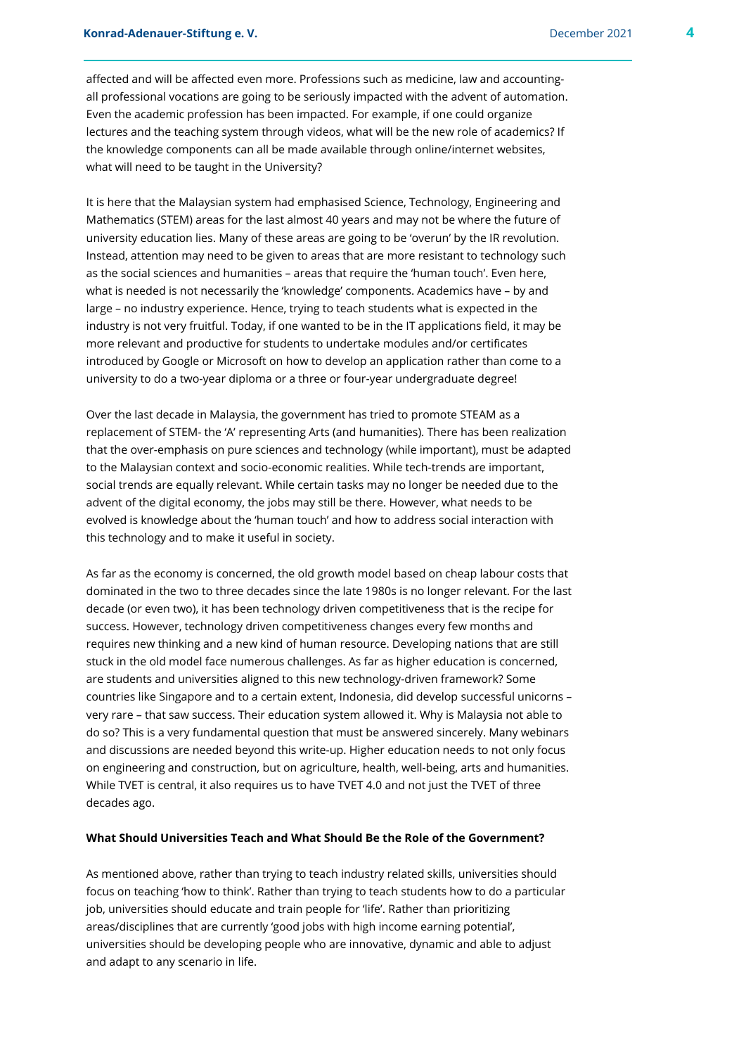affected and will be affected even more. Professions such as medicine, law and accounting- all professional vocations are going to be seriously impacted with the advent of automation. Even the academic profession has been impacted. For example, if one could organize lectures and the teaching system through videos, what will be the new role of academics? If the knowledge components can all be made available through online/internet websites, what will need to be taught in the University?

It is here that the Malaysian system had emphasised Science, Technology, Engineering and Mathematics (STEM) areas for the last almost 40 years and may not be where the future of university education lies. Many of these areas are going to be 'overun' by the IR revolution. Instead, attention may need to be given to areas that are more resistant to technology such as the social sciences and humanities – areas that require the 'human touch'. Even here, what is needed is not necessarily the 'knowledge' components. Academics have – by and large – no industry experience. Hence, trying to teach students what is expected in the industry is not very fruitful. Today, if one wanted to be in the IT applications field, it may be more relevant and productive for students to undertake modules and/or certificates introduced by Google or Microsoft on how to develop an application rather than come to a university to do a two-year diploma or a three or four-year undergraduate degree!

Over the last decade in Malaysia, the government has tried to promote STEAM as a replacement of STEM- the 'A' representing Arts (and humanities). There has been realization that the over-emphasis on pure sciences and technology (while important), must be adapted to the Malaysian context and socio-economic realities. While tech-trends are important, social trends are equally relevant. While certain tasks may no longer be needed due to the advent of the digital economy, the jobs may still be there. However, what needs to be evolved is knowledge about the 'human touch' and how to address social interaction with this technology and to make it useful in society.

As far as the economy is concerned, the old growth model based on cheap labour costs that dominated in the two to three decades since the late 1980s is no longer relevant. For the last decade (or even two), it has been technology driven competitiveness that is the recipe for success. However, technology driven competitiveness changes every few months and requires new thinking and a new kind of human resource. Developing nations that are still stuck in the old model face numerous challenges. As far as higher education is concerned, are students and universities aligned to this new technology-driven framework? Some countries like Singapore and to a certain extent, Indonesia, did develop successful unicorns – very rare – that saw success. Their education system allowed it. Why is Malaysia not able to do so? This is a very fundamental question that must be answered sincerely. Many webinars and discussions are needed beyond this write-up. Higher education needs to not only focus on engineering and construction, but on agriculture, health, well-being, arts and humanities. While TVET is central, it also requires us to have TVET 4.0 and not just the TVET of three decades ago.

**What Should Universities Teach and What Should Be the Role of the Government?**

As mentioned above, rather than trying to teach industry related skills, universities should focus on teaching 'how to think'. Rather than trying to teach students how to do a particular job, universities should educate and train people for 'life'. Rather than prioritizing areas/disciplines that are currently 'good jobs with high income earning potential', universities should be developing people who are innovative, dynamic and able to adjust and adapt to any scenario in life.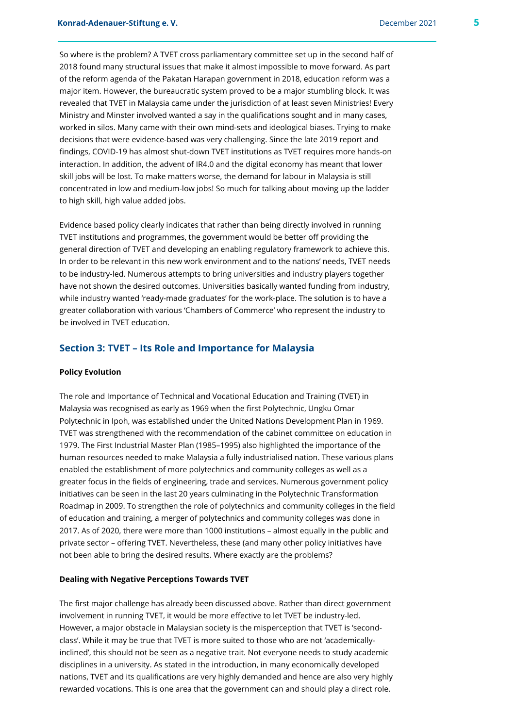So where is the problem? A TVET cross parliamentary committee set up in the second half of 2018 found many structural issues that make it almost impossible to move forward. As part of the reform agenda of the Pakatan Harapan government in 2018, education reform was a major item. However, the bureaucratic system proved to be a major stumbling block. It was revealed that TVET in Malaysia came under the jurisdiction of at least seven Ministries! Every Ministry and Minster involved wanted a say in the qualifications sought and in many cases, worked in silos. Many came with their own mind-sets and ideological biases. Trying to make decisions that were evidence-based was very challenging. Since the late 2019 report and findings, COVID-19 has almost shut-down TVET institutions as TVET requires more hands-on interaction. In addition, the advent of IR4.0 and the digital economy has meant that lower skill jobs will be lost. To make matters worse, the demand for labour in Malaysia is still concentrated in low and medium-low jobs! So much for talking about moving up the ladder to high skill, high value added jobs.

Evidence based policy clearly indicates that rather than being directly involved in running TVET institutions and programmes, the government would be better off providing the general direction of TVET and developing an enabling regulatory framework to achieve this. In order to be relevant in this new work environment and to the nations' needs, TVET needs to be industry-led. Numerous attempts to bring universities and industry players together have not shown the desired outcomes. Universities basically wanted funding from industry, while industry wanted 'ready-made graduates' for the work-place. The solution is to have a greater collaboration with various 'Chambers of Commerce' who represent the industry to be involved in TVET education.

## Section 3: TVET – Its Role and Importance for Malaysia

**Policy Evolution**

The role and Importance of Technical and Vocational Education and Training (TVET) in Malaysia was recognised as early as 1969 when the first Polytechnic, Ungku Omar Polytechnic in Ipoh, was established under the United Nations Development Plan in 1969. TVET was strengthened with the recommendation of the cabinet committee on education in 1979. The First Industrial Master Plan (1985–1995) also highlighted the importance of the human resources needed to make Malaysia a fully industrialised nation. These various plans enabled the establishment of more polytechnics and community colleges as well as a greater focus in the fields of engineering, trade and services. Numerous government policy initiatives can be seen in the last 20 years culminating in the Polytechnic Transformation Roadmap in 2009. To strengthen the role of polytechnics and community colleges in the field of education and training, a merger of polytechnics and community colleges was done in 2017. As of 2020, there were more than 1000 institutions – almost equally in the public and private sector – offering TVET. Nevertheless, these (and many other policy initiatives have not been able to bring the desired results. Where exactly are the problems?

**Dealing with Negative Perceptions Towards TVET**

The first major challenge has already been discussed above. Rather than direct government involvement in running TVET, it would be more effective to let TVET be industry-led. However, a major obstacle in Malaysian society is the misperception that TVET is 'second-class'. While it may be true that TVET is more suited to those who are not 'academically-inclined', this should not be seen as a negative trait. Not everyone needs to study academic disciplines in a university. As stated in the introduction, in many economically developed nations, TVET and its qualifications are very highly demanded and hence are also very highly rewarded vocations. This is one area that the government can and should play a direct role.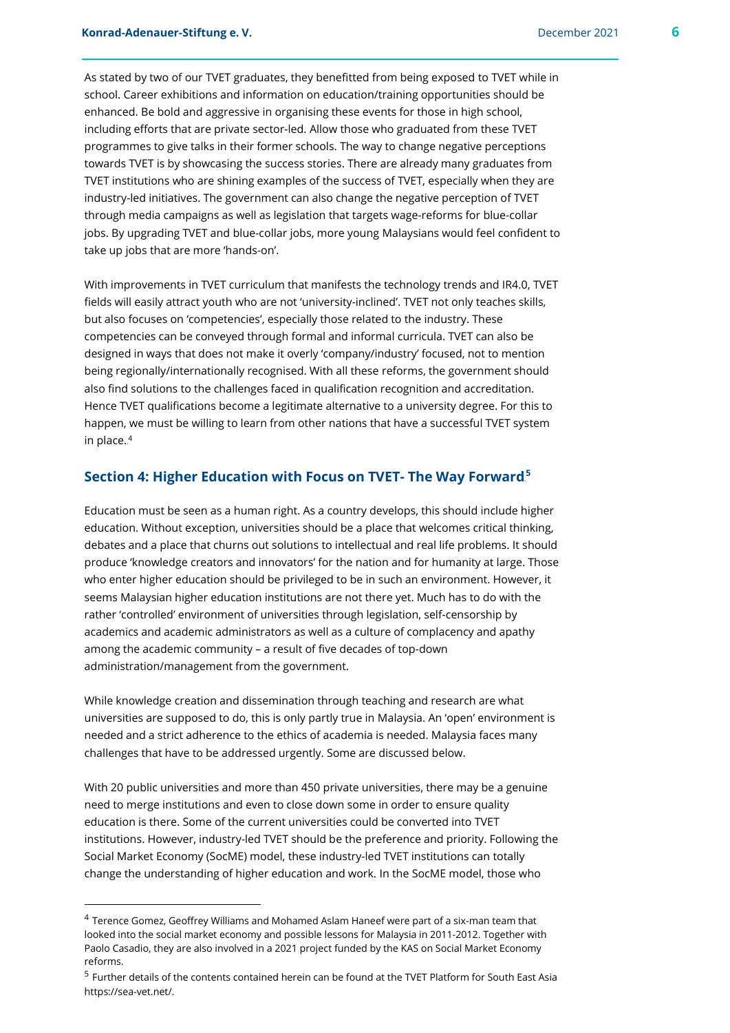As stated by two of our TVET graduates, they benefitted from being exposed to TVET while in school. Career exhibitions and information on education/training opportunities should be enhanced. Be bold and aggressive in organising these events for those in high school, including efforts that are private sector-led. Allow those who graduated from these TVET programmes to give talks in their former schools. The way to change negative perceptions towards TVET is by showcasing the success stories. There are already many graduates from TVET institutions who are shining examples of the success of TVET, especially when they are industry-led initiatives. The government can also change the negative perception of TVET through media campaigns as well as legislation that targets wage-reforms for blue-collar jobs. By upgrading TVET and blue-collar jobs, more young Malaysians would feel confident to take up jobs that are more 'hands-on'.

With improvements in TVET curriculum that manifests the technology trends and IR4.0, TVET fields will easily attract youth who are not 'university-inclined'. TVET not only teaches skills, but also focuses on 'competencies', especially those related to the industry. These competencies can be conveyed through formal and informal curricula. TVET can also be designed in ways that does not make it overly 'company/industry' focused, not to mention being regionally/internationally recognised. With all these reforms, the government should also find solutions to the challenges faced in qualification recognition and accreditation. Hence TVET qualifications become a legitimate alternative to a university degree. For this to happen, we must be willing to learn from other nations that have a successful TVET system in place.[4]

## Section 4: Higher Education with Focus on TVET- The Way Forward[5]

Education must be seen as a human right. As a country develops, this should include higher education. Without exception, universities should be a place that welcomes critical thinking, debates and a place that churns out solutions to intellectual and real life problems. It should produce 'knowledge creators and innovators' for the nation and for humanity at large. Those who enter higher education should be privileged to be in such an environment. However, it seems Malaysian higher education institutions are not there yet. Much has to do with the rather 'controlled' environment of universities through legislation, self-censorship by academics and academic administrators as well as a culture of complacency and apathy among the academic community – a result of five decades of top-down administration/management from the government.

While knowledge creation and dissemination through teaching and research are what universities are supposed to do, this is only partly true in Malaysia. An 'open' environment is needed and a strict adherence to the ethics of academia is needed. Malaysia faces many challenges that have to be addressed urgently. Some are discussed below.

With 20 public universities and more than 450 private universities, there may be a genuine need to merge institutions and even to close down some in order to ensure quality education is there. Some of the current universities could be converted into TVET institutions. However, industry-led TVET should be the preference and priority. Following the Social Market Economy (SocME) model, these industry-led TVET institutions can totally change the understanding of higher education and work. In the SocME model, those who

---

[4] Terence Gomez, Geoffrey Williams and Mohamed Aslam Haneef were part of a six-man team that looked into the social market economy and possible lessons for Malaysia in 2011-2012. Together with Paolo Casadio, they are also involved in a 2021 project funded by the KAS on Social Market Economy reforms.

[5] Further details of the contents contained herein can be found at the TVET Platform for South East Asia https://sea-vet.net/.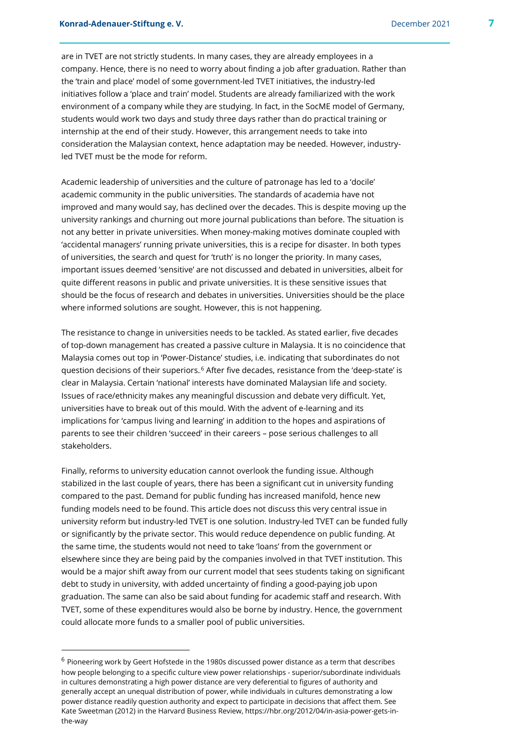are in TVET are not strictly students. In many cases, they are already employees in a company. Hence, there is no need to worry about finding a job after graduation. Rather than the 'train and place' model of some government-led TVET initiatives, the industry-led initiatives follow a 'place and train' model. Students are already familiarized with the work environment of a company while they are studying. In fact, in the SocME model of Germany, students would work two days and study three days rather than do practical training or internship at the end of their study. However, this arrangement needs to take into consideration the Malaysian context, hence adaptation may be needed. However, industry-led TVET must be the mode for reform.

Academic leadership of universities and the culture of patronage has led to a 'docile' academic community in the public universities. The standards of academia have not improved and many would say, has declined over the decades. This is despite moving up the university rankings and churning out more journal publications than before. The situation is not any better in private universities. When money-making motives dominate coupled with 'accidental managers' running private universities, this is a recipe for disaster. In both types of universities, the search and quest for 'truth' is no longer the priority. In many cases, important issues deemed 'sensitive' are not discussed and debated in universities, albeit for quite different reasons in public and private universities. It is these sensitive issues that should be the focus of research and debates in universities. Universities should be the place where informed solutions are sought. However, this is not happening.

The resistance to change in universities needs to be tackled. As stated earlier, five decades of top-down management has created a passive culture in Malaysia. It is no coincidence that Malaysia comes out top in 'Power-Distance' studies, i.e. indicating that subordinates do not question decisions of their superiors.[6] After five decades, resistance from the 'deep-state' is clear in Malaysia. Certain 'national' interests have dominated Malaysian life and society. Issues of race/ethnicity makes any meaningful discussion and debate very difficult. Yet, universities have to break out of this mould. With the advent of e-learning and its implications for 'campus living and learning' in addition to the hopes and aspirations of parents to see their children 'succeed' in their careers – pose serious challenges to all stakeholders.

Finally, reforms to university education cannot overlook the funding issue. Although stabilized in the last couple of years, there has been a significant cut in university funding compared to the past. Demand for public funding has increased manifold, hence new funding models need to be found. This article does not discuss this very central issue in university reform but industry-led TVET is one solution. Industry-led TVET can be funded fully or significantly by the private sector. This would reduce dependence on public funding. At the same time, the students would not need to take 'loans' from the government or elsewhere since they are being paid by the companies involved in that TVET institution. This would be a major shift away from our current model that sees students taking on significant debt to study in university, with added uncertainty of finding a good-paying job upon graduation. The same can also be said about funding for academic staff and research. With TVET, some of these expenditures would also be borne by industry. Hence, the government could allocate more funds to a smaller pool of public universities.

[6] Pioneering work by Geert Hofstede in the 1980s discussed power distance as a term that describes how people belonging to a specific culture view power relationships - superior/subordinate individuals in cultures demonstrating a high power distance are very deferential to figures of authority and generally accept an unequal distribution of power, while individuals in cultures demonstrating a low power distance readily question authority and expect to participate in decisions that affect them. See Kate Sweetman (2012) in the Harvard Business Review, https://hbr.org/2012/04/in-asia-power-gets-in-the-way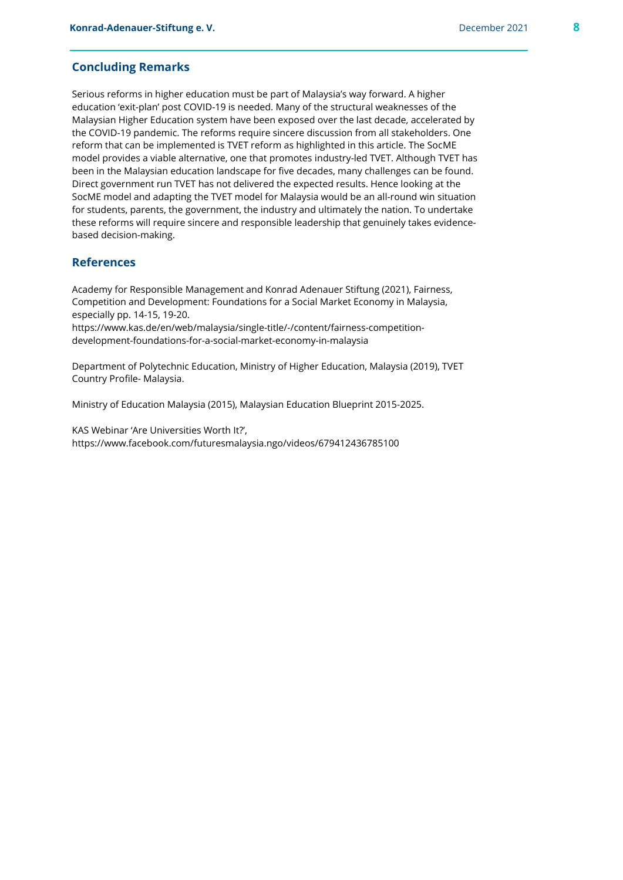## Concluding Remarks

Serious reforms in higher education must be part of Malaysia's way forward. A higher education 'exit-plan' post COVID-19 is needed. Many of the structural weaknesses of the Malaysian Higher Education system have been exposed over the last decade, accelerated by the COVID-19 pandemic. The reforms require sincere discussion from all stakeholders. One reform that can be implemented is TVET reform as highlighted in this article. The SocME model provides a viable alternative, one that promotes industry-led TVET. Although TVET has been in the Malaysian education landscape for five decades, many challenges can be found. Direct government run TVET has not delivered the expected results. Hence looking at the SocME model and adapting the TVET model for Malaysia would be an all-round win situation for students, parents, the government, the industry and ultimately the nation. To undertake these reforms will require sincere and responsible leadership that genuinely takes evidence-based decision-making.

## References

Academy for Responsible Management and Konrad Adenauer Stiftung (2021), Fairness, Competition and Development: Foundations for a Social Market Economy in Malaysia, especially pp. 14-15, 19-20.
https://www.kas.de/en/web/malaysia/single-title/-/content/fairness-competition-development-foundations-for-a-social-market-economy-in-malaysia

Department of Polytechnic Education, Ministry of Higher Education, Malaysia (2019), TVET Country Profile- Malaysia.

Ministry of Education Malaysia (2015), Malaysian Education Blueprint 2015-2025.

KAS Webinar 'Are Universities Worth It?',
https://www.facebook.com/futuresmalaysia.ngo/videos/679412436785100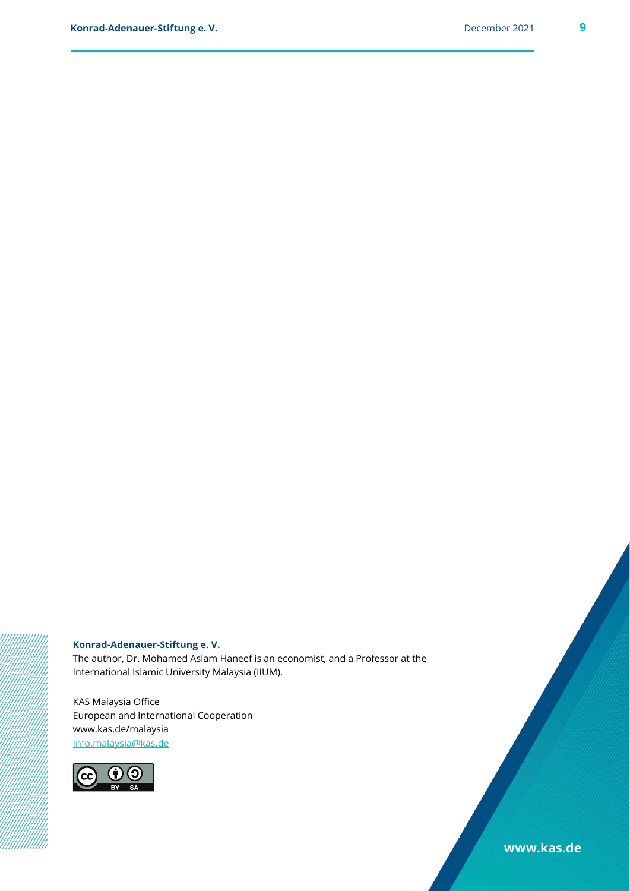**Konrad-Adenauer-Stiftung e. V.**

The author, Dr. Mohamed Aslam Haneef is an economist, and a Professor at the International Islamic University Malaysia (IIUM).

KAS Malaysia Office
European and International Cooperation
www.kas.de/malaysia
Info.malaysia@kas.de

**www.kas.de**